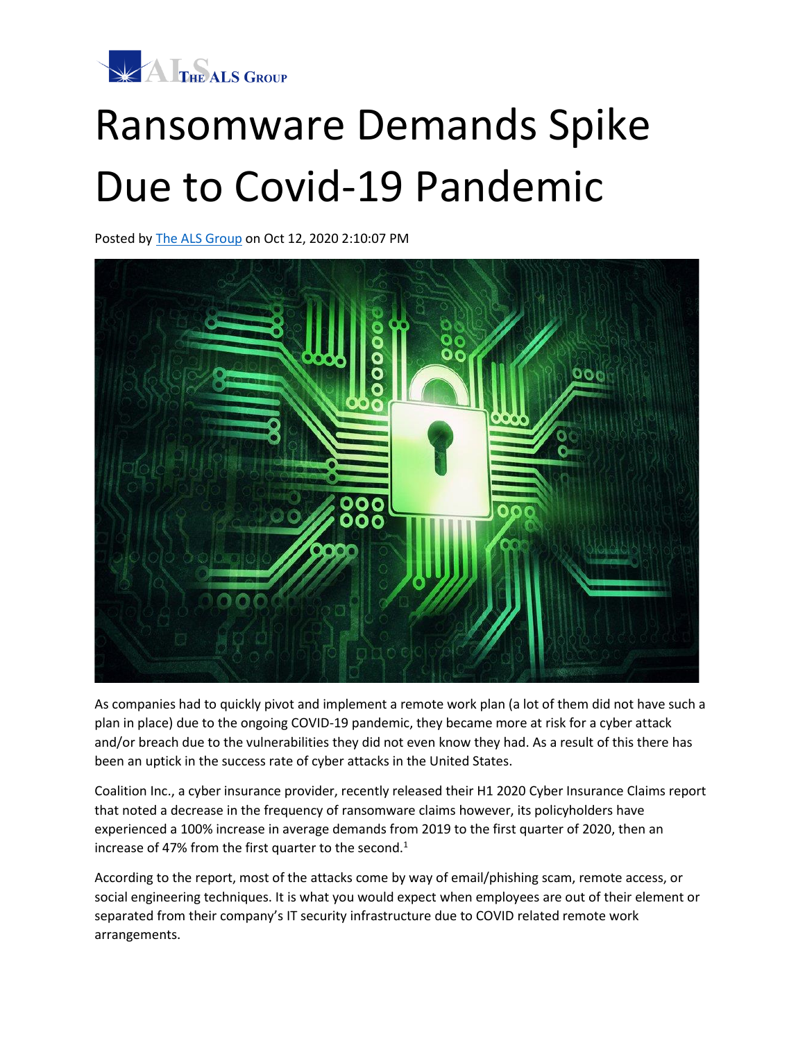# Ransomware Demands Spike Due to Covid-19 Pandemic

Posted by The ALS Group on Oct 12, 2020 2:10:07 PM

As companies had to quickly pivot and implement a remote work plan (a lot of them did not have such a plan in place) due to the ongoing COVID-19 pandemic, they became more at risk for a cyber attack and/or breach due to the vulnerabilities they did not even know they had. As a result of this there has been an uptick in the success rate of cyber attacks in the United States.

Coalition Inc., a cyber insurance provider, recently released their H1 2020 Cyber Insurance Claims report that noted a decrease in the frequency of ransomware claims however, its policyholders have experienced a 100% increase in average demands from 2019 to the first quarter of 2020, then an increase of 47% from the first quarter to the second.[1]

According to the report, most of the attacks come by way of email/phishing scam, remote access, or social engineering techniques. It is what you would expect when employees are out of their element or separated from their company's IT security infrastructure due to COVID related remote work arrangements.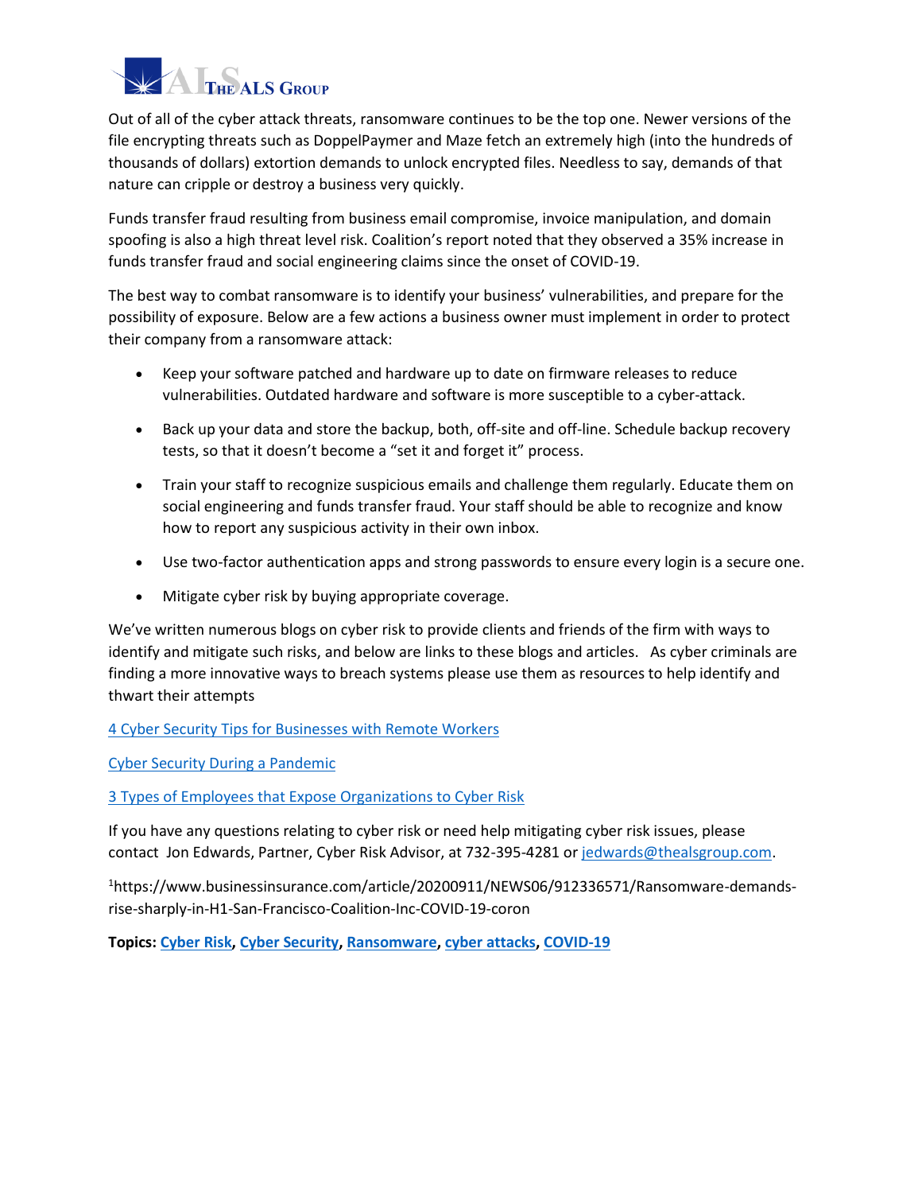Out of all of the cyber attack threats, ransomware continues to be the top one. Newer versions of the file encrypting threats such as DoppelPaymer and Maze fetch an extremely high (into the hundreds of thousands of dollars) extortion demands to unlock encrypted files. Needless to say, demands of that nature can cripple or destroy a business very quickly.

Funds transfer fraud resulting from business email compromise, invoice manipulation, and domain spoofing is also a high threat level risk. Coalition's report noted that they observed a 35% increase in funds transfer fraud and social engineering claims since the onset of COVID-19.

The best way to combat ransomware is to identify your business' vulnerabilities, and prepare for the possibility of exposure. Below are a few actions a business owner must implement in order to protect their company from a ransomware attack:

- Keep your software patched and hardware up to date on firmware releases to reduce vulnerabilities. Outdated hardware and software is more susceptible to a cyber-attack.
- Back up your data and store the backup, both, off-site and off-line. Schedule backup recovery tests, so that it doesn't become a "set it and forget it" process.
- Train your staff to recognize suspicious emails and challenge them regularly. Educate them on social engineering and funds transfer fraud. Your staff should be able to recognize and know how to report any suspicious activity in their own inbox.
- Use two-factor authentication apps and strong passwords to ensure every login is a secure one.
- Mitigate cyber risk by buying appropriate coverage.

We've written numerous blogs on cyber risk to provide clients and friends of the firm with ways to identify and mitigate such risks, and below are links to these blogs and articles. As cyber criminals are finding a more innovative ways to breach systems please use them as resources to help identify and thwart their attempts

4 Cyber Security Tips for Businesses with Remote Workers

Cyber Security During a Pandemic

3 Types of Employees that Expose Organizations to Cyber Risk

If you have any questions relating to cyber risk or need help mitigating cyber risk issues, please contact Jon Edwards, Partner, Cyber Risk Advisor, at 732-395-4281 or jedwards@thealsgroup.com.

[1]https://www.businessinsurance.com/article/20200911/NEWS06/912336571/Ransomware-demands-rise-sharply-in-H1-San-Francisco-Coalition-Inc-COVID-19-coron

**Topics: Cyber Risk, Cyber Security, Ransomware, cyber attacks, COVID-19**